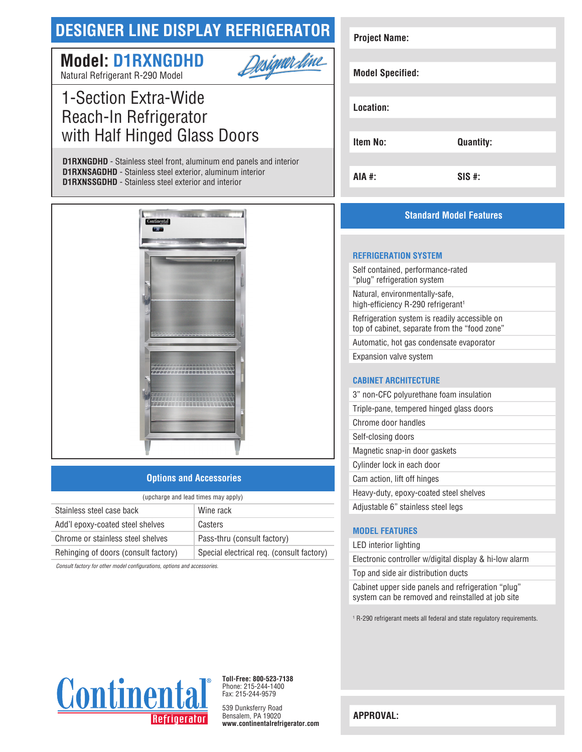# DESIGNER LINE DISPLAY REFRIGERATOR

## Model: D1RXNGDHD

Natural Refrigerant R-290 Model

Designer line

# 1-Section Extra-Wide Reach-In Refrigerator with Half Hinged Glass Doors

**D1RXNGDHD** - Stainless steel front, aluminum end panels and interior
**D1RXNSAGDHD** - Stainless steel exterior, aluminum interior
**D1RXNSSGDHD** - Stainless steel exterior and interior

## Options and Accessories

(upcharge and lead times may apply)

| | |
|---|---|
| Stainless steel case back | Wine rack |
| Add'l epoxy-coated steel shelves | Casters |
| Chrome or stainless steel shelves | Pass-thru (consult factory) |
| Rehinging of doors (consult factory) | Special electrical req. (consult factory) |

*Consult factory for other model configurations, options and accessories.*

**Project Name:**

**Model Specified:**

**Location:**

**Item No:** **Quantity:**

**AIA #:** **SIS #:**

## Standard Model Features

### REFRIGERATION SYSTEM

- Self contained, performance-rated "plug" refrigeration system
- Natural, environmentally-safe, high-efficiency R-290 refrigerant[1]
- Refrigeration system is readily accessible on top of cabinet, separate from the "food zone"
- Automatic, hot gas condensate evaporator
- Expansion valve system

### CABINET ARCHITECTURE

- 3" non-CFC polyurethane foam insulation
- Triple-pane, tempered hinged glass doors
- Chrome door handles
- Self-closing doors
- Magnetic snap-in door gaskets
- Cylinder lock in each door
- Cam action, lift off hinges
- Heavy-duty, epoxy-coated steel shelves
- Adjustable 6" stainless steel legs

### MODEL FEATURES

- LED interior lighting
- Electronic controller w/digital display & hi-low alarm
- Top and side air distribution ducts
- Cabinet upper side panels and refrigeration "plug" system can be removed and reinstalled at job site

[1] R-290 refrigerant meets all federal and state regulatory requirements.

Continental Refrigerator

**Toll-Free: 800-523-7138**
Phone: 215-244-1400
Fax: 215-244-9579

539 Dunksferry Road
Bensalem, PA 19020
**www.continentalrefrigerator.com**

**APPROVAL:**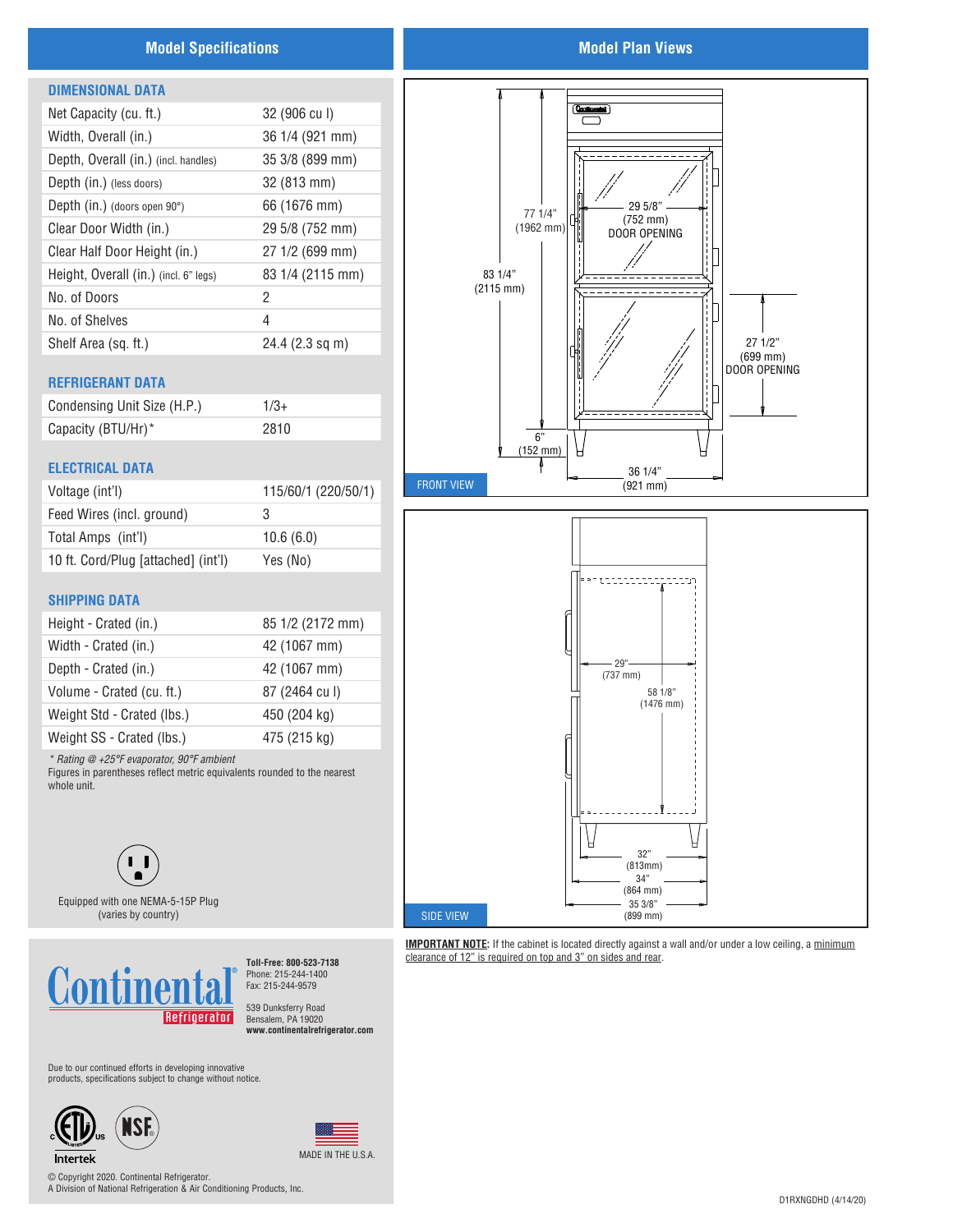## Model Specifications

### DIMENSIONAL DATA

| | |
|---|---|
| Net Capacity (cu. ft.) | 32 (906 cu l) |
| Width, Overall (in.) | 36 1/4 (921 mm) |
| Depth, Overall (in.) (incl. handles) | 35 3/8 (899 mm) |
| Depth (in.) (less doors) | 32 (813 mm) |
| Depth (in.) (doors open 90°) | 66 (1676 mm) |
| Clear Door Width (in.) | 29 5/8 (752 mm) |
| Clear Half Door Height (in.) | 27 1/2 (699 mm) |
| Height, Overall (in.) (incl. 6" legs) | 83 1/4 (2115 mm) |
| No. of Doors | 2 |
| No. of Shelves | 4 |
| Shelf Area (sq. ft.) | 24.4 (2.3 sq m) |

### REFRIGERANT DATA

| | |
|---|---|
| Condensing Unit Size (H.P.) | 1/3+ |
| Capacity (BTU/Hr)* | 2810 |

### ELECTRICAL DATA

| | |
|---|---|
| Voltage (int'l) | 115/60/1 (220/50/1) |
| Feed Wires (incl. ground) | 3 |
| Total Amps (int'l) | 10.6 (6.0) |
| 10 ft. Cord/Plug [attached] (int'l) | Yes (No) |

### SHIPPING DATA

| | |
|---|---|
| Height - Crated (in.) | 85 1/2 (2172 mm) |
| Width - Crated (in.) | 42 (1067 mm) |
| Depth - Crated (in.) | 42 (1067 mm) |
| Volume - Crated (cu. ft.) | 87 (2464 cu l) |
| Weight Std - Crated (lbs.) | 450 (204 kg) |
| Weight SS - Crated (lbs.) | 475 (215 kg) |

*\* Rating @ +25°F evaporator, 90°F ambient*

Figures in parentheses reflect metric equivalents rounded to the nearest whole unit.

Equipped with one NEMA-5-15P Plug (varies by country)

**Continental Refrigerator**

**Toll-Free: 800-523-7138**
Phone: 215-244-1400
Fax: 215-244-9579

539 Dunksferry Road
Bensalem, PA 19020
**www.continentalrefrigerator.com**

Due to our continued efforts in developing innovative products, specifications subject to change without notice.

Intertek

MADE IN THE U.S.A.

© Copyright 2020. Continental Refrigerator.
A Division of National Refrigeration & Air Conditioning Products, Inc.

## Model Plan Views

FRONT VIEW

77 1/4" (1962 mm)
83 1/4" (2115 mm)
29 5/8" (752 mm) DOOR OPENING
27 1/2" (699 mm) DOOR OPENING
6" (152 mm)
36 1/4" (921 mm)

SIDE VIEW

29" (737 mm)
58 1/8" (1476 mm)
32" (813mm)
34" (864 mm)
35 3/8" (899 mm)

**IMPORTANT NOTE:** If the cabinet is located directly against a wall and/or under a low ceiling, a minimum clearance of 12" is required on top and 3" on sides and rear.

D1RXNGDHD (4/14/20)